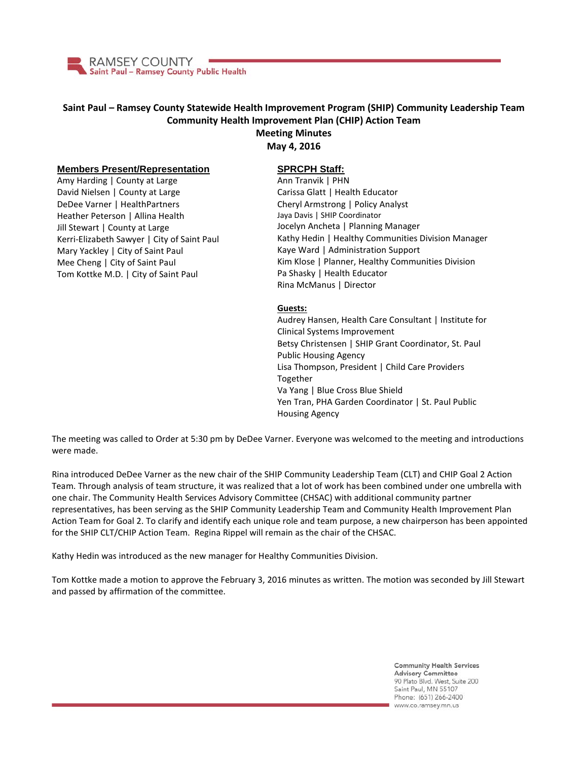RAMSEY COUNTY
Saint Paul – Ramsey County Public Health

# Saint Paul – Ramsey County Statewide Health Improvement Program (SHIP) Community Leadership Team
## Community Health Improvement Plan (CHIP) Action Team
## Meeting Minutes
## May 4, 2016

**Members Present/Representation**

Amy Harding | County at Large
David Nielsen | County at Large
DeDee Varner | HealthPartners
Heather Peterson | Allina Health
Jill Stewart | County at Large
Kerri-Elizabeth Sawyer | City of Saint Paul
Mary Yackley | City of Saint Paul
Mee Cheng | City of Saint Paul
Tom Kottke M.D. | City of Saint Paul

**SPRCPH Staff:**

Ann Tranvik | PHN
Carissa Glatt | Health Educator
Cheryl Armstrong | Policy Analyst
Jaya Davis | SHIP Coordinator
Jocelyn Ancheta | Planning Manager
Kathy Hedin | Healthy Communities Division Manager
Kaye Ward | Administration Support
Kim Klose | Planner, Healthy Communities Division
Pa Shasky | Health Educator
Rina McManus | Director

**Guests:**

Audrey Hansen, Health Care Consultant | Institute for Clinical Systems Improvement
Betsy Christensen | SHIP Grant Coordinator, St. Paul Public Housing Agency
Lisa Thompson, President | Child Care Providers Together
Va Yang | Blue Cross Blue Shield
Yen Tran, PHA Garden Coordinator | St. Paul Public Housing Agency

The meeting was called to Order at 5:30 pm by DeDee Varner. Everyone was welcomed to the meeting and introductions were made.

Rina introduced DeDee Varner as the new chair of the SHIP Community Leadership Team (CLT) and CHIP Goal 2 Action Team. Through analysis of team structure, it was realized that a lot of work has been combined under one umbrella with one chair. The Community Health Services Advisory Committee (CHSAC) with additional community partner representatives, has been serving as the SHIP Community Leadership Team and Community Health Improvement Plan Action Team for Goal 2. To clarify and identify each unique role and team purpose, a new chairperson has been appointed for the SHIP CLT/CHIP Action Team. Regina Rippel will remain as the chair of the CHSAC.

Kathy Hedin was introduced as the new manager for Healthy Communities Division.

Tom Kottke made a motion to approve the February 3, 2016 minutes as written. The motion was seconded by Jill Stewart and passed by affirmation of the committee.

Community Health Services Advisory Committee
90 Plato Blvd. West, Suite 200
Saint Paul, MN 55107
Phone: (651) 266-2400
www.co.ramsey.mn.us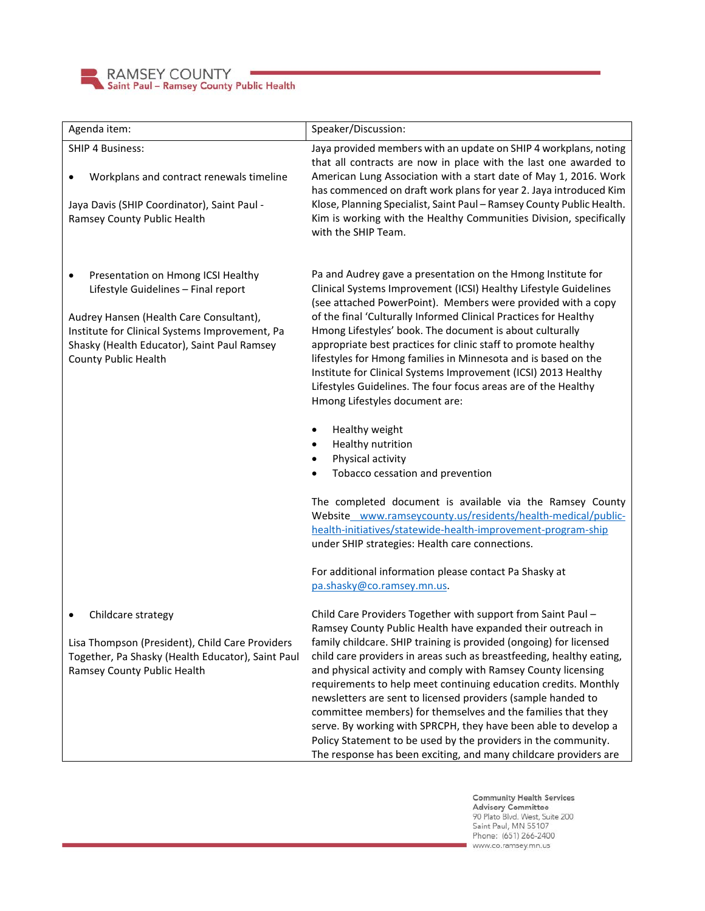| Agenda item: | Speaker/Discussion: |
|---|---|
| SHIP 4 Business:<br><br>• Workplans and contract renewals timeline<br><br>Jaya Davis (SHIP Coordinator), Saint Paul - Ramsey County Public Health | Jaya provided members with an update on SHIP 4 workplans, noting that all contracts are now in place with the last one awarded to American Lung Association with a start date of May 1, 2016. Work has commenced on draft work plans for year 2. Jaya introduced Kim Klose, Planning Specialist, Saint Paul – Ramsey County Public Health. Kim is working with the Healthy Communities Division, specifically with the SHIP Team. |
| • Presentation on Hmong ICSI Healthy Lifestyle Guidelines – Final report<br><br>Audrey Hansen (Health Care Consultant), Institute for Clinical Systems Improvement, Pa Shasky (Health Educator), Saint Paul Ramsey County Public Health | Pa and Audrey gave a presentation on the Hmong Institute for Clinical Systems Improvement (ICSI) Healthy Lifestyle Guidelines (see attached PowerPoint). Members were provided with a copy of the final 'Culturally Informed Clinical Practices for Healthy Hmong Lifestyles' book. The document is about culturally appropriate best practices for clinic staff to promote healthy lifestyles for Hmong families in Minnesota and is based on the Institute for Clinical Systems Improvement (ICSI) 2013 Healthy Lifestyles Guidelines. The four focus areas are of the Healthy Hmong Lifestyles document are:<br><br>• Healthy weight<br>• Healthy nutrition<br>• Physical activity<br>• Tobacco cessation and prevention<br><br>The completed document is available via the Ramsey County Website www.ramseycounty.us/residents/health-medical/public-health-initiatives/statewide-health-improvement-program-ship under SHIP strategies: Health care connections.<br><br>For additional information please contact Pa Shasky at pa.shasky@co.ramsey.mn.us. |
| • Childcare strategy<br><br>Lisa Thompson (President), Child Care Providers Together, Pa Shasky (Health Educator), Saint Paul Ramsey County Public Health | Child Care Providers Together with support from Saint Paul – Ramsey County Public Health have expanded their outreach in family childcare. SHIP training is provided (ongoing) for licensed child care providers in areas such as breastfeeding, healthy eating, and physical activity and comply with Ramsey County licensing requirements to help meet continuing education credits. Monthly newsletters are sent to licensed providers (sample handed to committee members) for themselves and the families that they serve. By working with SPRCPH, they have been able to develop a Policy Statement to be used by the providers in the community. The response has been exciting, and many childcare providers are |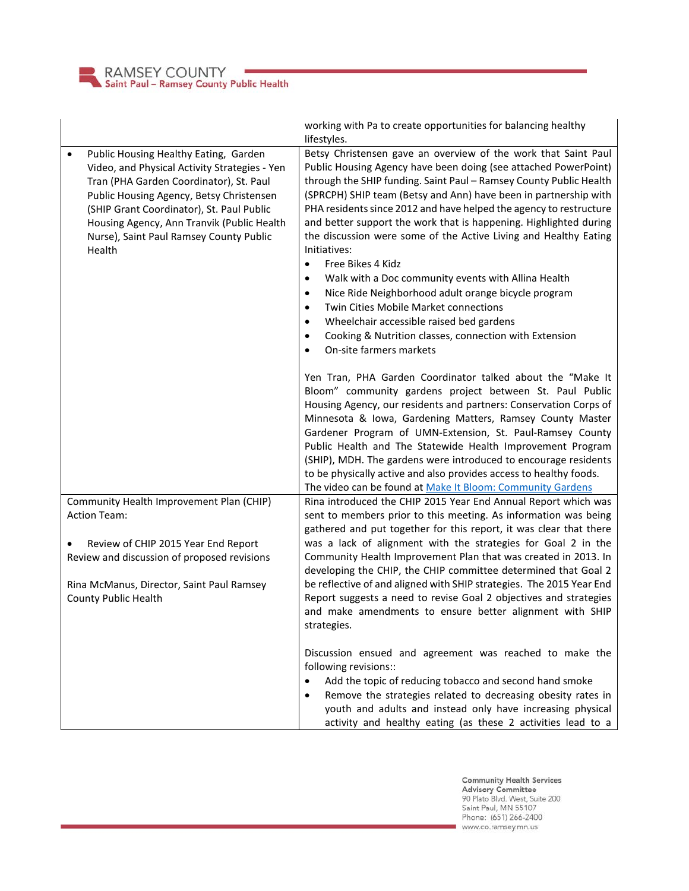| | |
|---|---|
| | working with Pa to create opportunities for balancing healthy lifestyles. |
| • Public Housing Healthy Eating, Garden Video, and Physical Activity Strategies - Yen Tran (PHA Garden Coordinator), St. Paul Public Housing Agency, Betsy Christensen (SHIP Grant Coordinator), St. Paul Public Housing Agency, Ann Tranvik (Public Health Nurse), Saint Paul Ramsey County Public Health | Betsy Christensen gave an overview of the work that Saint Paul Public Housing Agency have been doing (see attached PowerPoint) through the SHIP funding. Saint Paul – Ramsey County Public Health (SPRCPH) SHIP team (Betsy and Ann) have been in partnership with PHA residents since 2012 and have helped the agency to restructure and better support the work that is happening. Highlighted during the discussion were some of the Active Living and Healthy Eating Initiatives:<br>• Free Bikes 4 Kidz<br>• Walk with a Doc community events with Allina Health<br>• Nice Ride Neighborhood adult orange bicycle program<br>• Twin Cities Mobile Market connections<br>• Wheelchair accessible raised bed gardens<br>• Cooking & Nutrition classes, connection with Extension<br>• On-site farmers markets<br><br>Yen Tran, PHA Garden Coordinator talked about the "Make It Bloom" community gardens project between St. Paul Public Housing Agency, our residents and partners: Conservation Corps of Minnesota & Iowa, Gardening Matters, Ramsey County Master Gardener Program of UMN-Extension, St. Paul-Ramsey County Public Health and The Statewide Health Improvement Program (SHIP), MDH. The gardens were introduced to encourage residents to be physically active and also provides access to healthy foods. The video can be found at Make It Bloom: Community Gardens |
| Community Health Improvement Plan (CHIP) Action Team:<br><br>• Review of CHIP 2015 Year End Report<br>Review and discussion of proposed revisions<br><br>Rina McManus, Director, Saint Paul Ramsey County Public Health | Rina introduced the CHIP 2015 Year End Annual Report which was sent to members prior to this meeting. As information was being gathered and put together for this report, it was clear that there was a lack of alignment with the strategies for Goal 2 in the Community Health Improvement Plan that was created in 2013. In developing the CHIP, the CHIP committee determined that Goal 2 be reflective of and aligned with SHIP strategies. The 2015 Year End Report suggests a need to revise Goal 2 objectives and strategies and make amendments to ensure better alignment with SHIP strategies.<br><br>Discussion ensued and agreement was reached to make the following revisions::<br>• Add the topic of reducing tobacco and second hand smoke<br>• Remove the strategies related to decreasing obesity rates in youth and adults and instead only have increasing physical activity and healthy eating (as these 2 activities lead to a |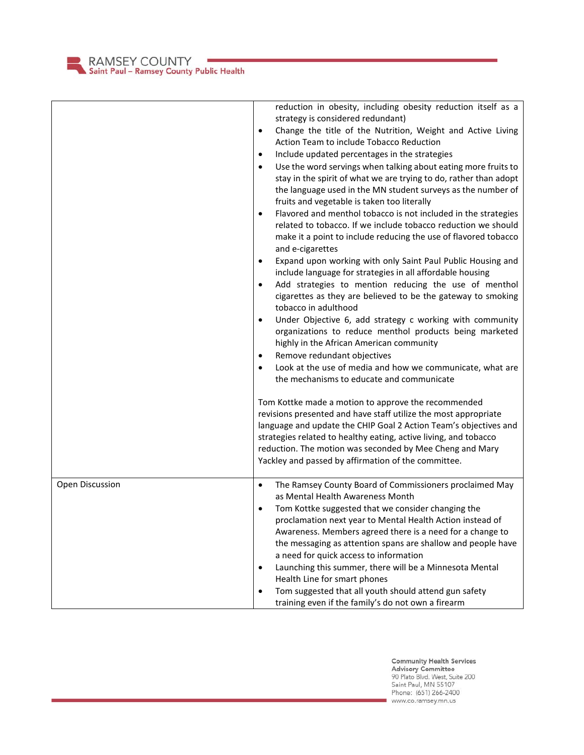| | |
|---|---|
| | reduction in obesity, including obesity reduction itself as a strategy is considered redundant)<br>• Change the title of the Nutrition, Weight and Active Living Action Team to include Tobacco Reduction<br>• Include updated percentages in the strategies<br>• Use the word servings when talking about eating more fruits to stay in the spirit of what we are trying to do, rather than adopt the language used in the MN student surveys as the number of fruits and vegetable is taken too literally<br>• Flavored and menthol tobacco is not included in the strategies related to tobacco. If we include tobacco reduction we should make it a point to include reducing the use of flavored tobacco and e-cigarettes<br>• Expand upon working with only Saint Paul Public Housing and include language for strategies in all affordable housing<br>• Add strategies to mention reducing the use of menthol cigarettes as they are believed to be the gateway to smoking tobacco in adulthood<br>• Under Objective 6, add strategy c working with community organizations to reduce menthol products being marketed highly in the African American community<br>• Remove redundant objectives<br>• Look at the use of media and how we communicate, what are the mechanisms to educate and communicate<br><br>Tom Kottke made a motion to approve the recommended revisions presented and have staff utilize the most appropriate language and update the CHIP Goal 2 Action Team's objectives and strategies related to healthy eating, active living, and tobacco reduction. The motion was seconded by Mee Cheng and Mary Yackley and passed by affirmation of the committee. |
| Open Discussion | • The Ramsey County Board of Commissioners proclaimed May as Mental Health Awareness Month<br>• Tom Kottke suggested that we consider changing the proclamation next year to Mental Health Action instead of Awareness. Members agreed there is a need for a change to the messaging as attention spans are shallow and people have a need for quick access to information<br>• Launching this summer, there will be a Minnesota Mental Health Line for smart phones<br>• Tom suggested that all youth should attend gun safety training even if the family's do not own a firearm |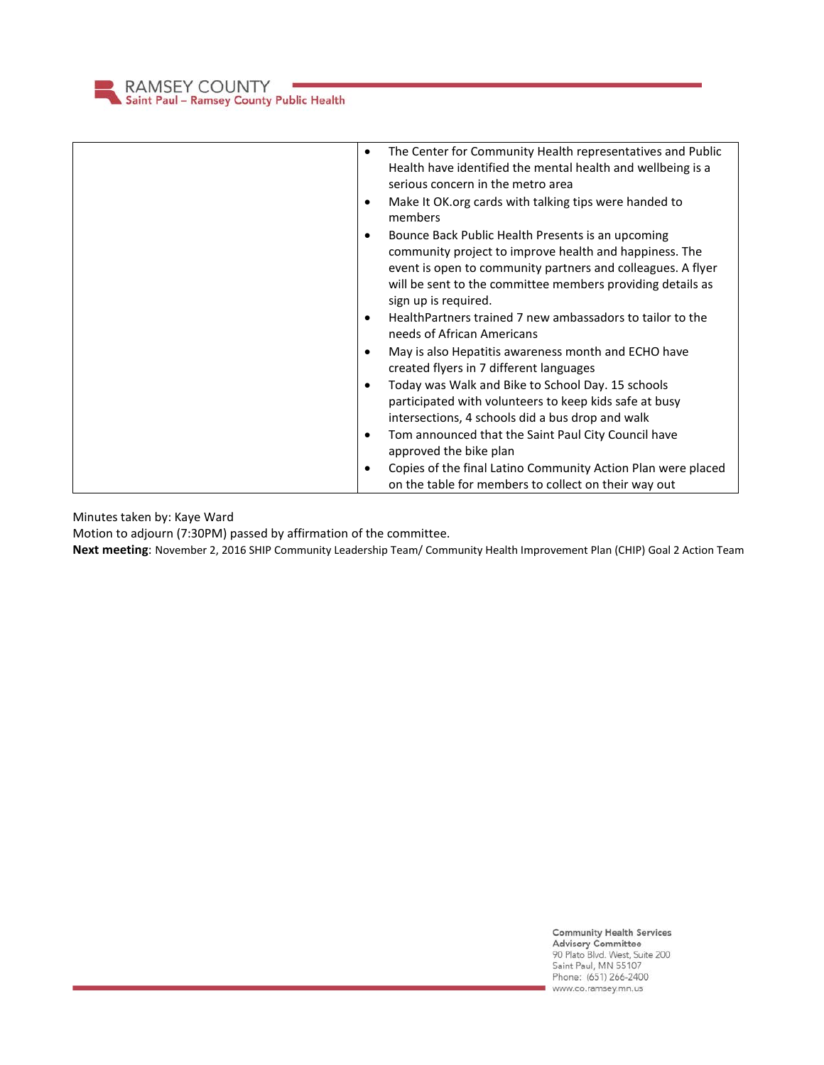| | |
|---|---|
| | • The Center for Community Health representatives and Public Health have identified the mental health and wellbeing is a serious concern in the metro area<br>• Make It OK.org cards with talking tips were handed to members<br>• Bounce Back Public Health Presents is an upcoming community project to improve health and happiness. The event is open to community partners and colleagues. A flyer will be sent to the committee members providing details as sign up is required.<br>• HealthPartners trained 7 new ambassadors to tailor to the needs of African Americans<br>• May is also Hepatitis awareness month and ECHO have created flyers in 7 different languages<br>• Today was Walk and Bike to School Day. 15 schools participated with volunteers to keep kids safe at busy intersections, 4 schools did a bus drop and walk<br>• Tom announced that the Saint Paul City Council have approved the bike plan<br>• Copies of the final Latino Community Action Plan were placed on the table for members to collect on their way out |

Minutes taken by: Kaye Ward

Motion to adjourn (7:30PM) passed by affirmation of the committee.

**Next meeting**: November 2, 2016 SHIP Community Leadership Team/ Community Health Improvement Plan (CHIP) Goal 2 Action Team